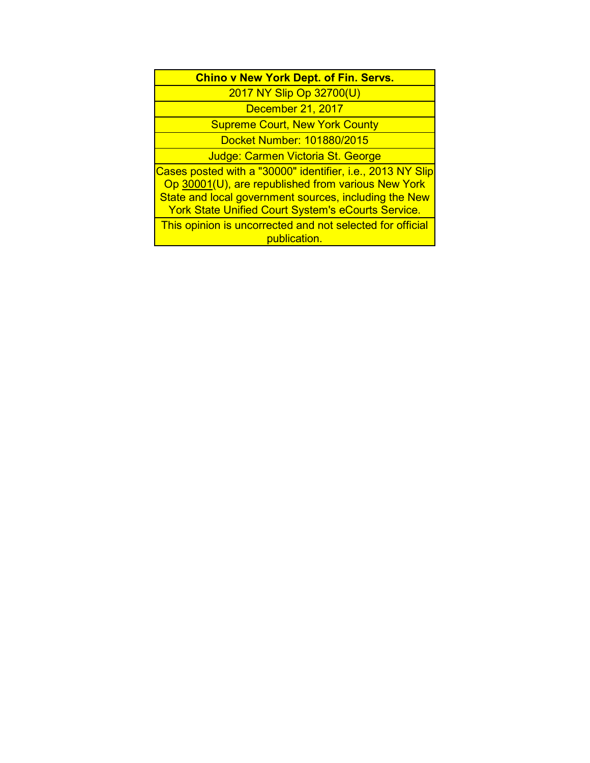**Chino v New York Dept. of Fin. Servs.**

2017 NY Slip Op 32700(U)

December 21, 2017

Supreme Court, New York County

Docket Number: 101880/2015

Judge: Carmen Victoria St. George

Cases posted with a "30000" identifier, i.e., 2013 NY Slip Op 30001(U), are republished from various New York State and local government sources, including the New York State Unified Court System's eCourts Service.

This opinion is uncorrected and not selected for official publication.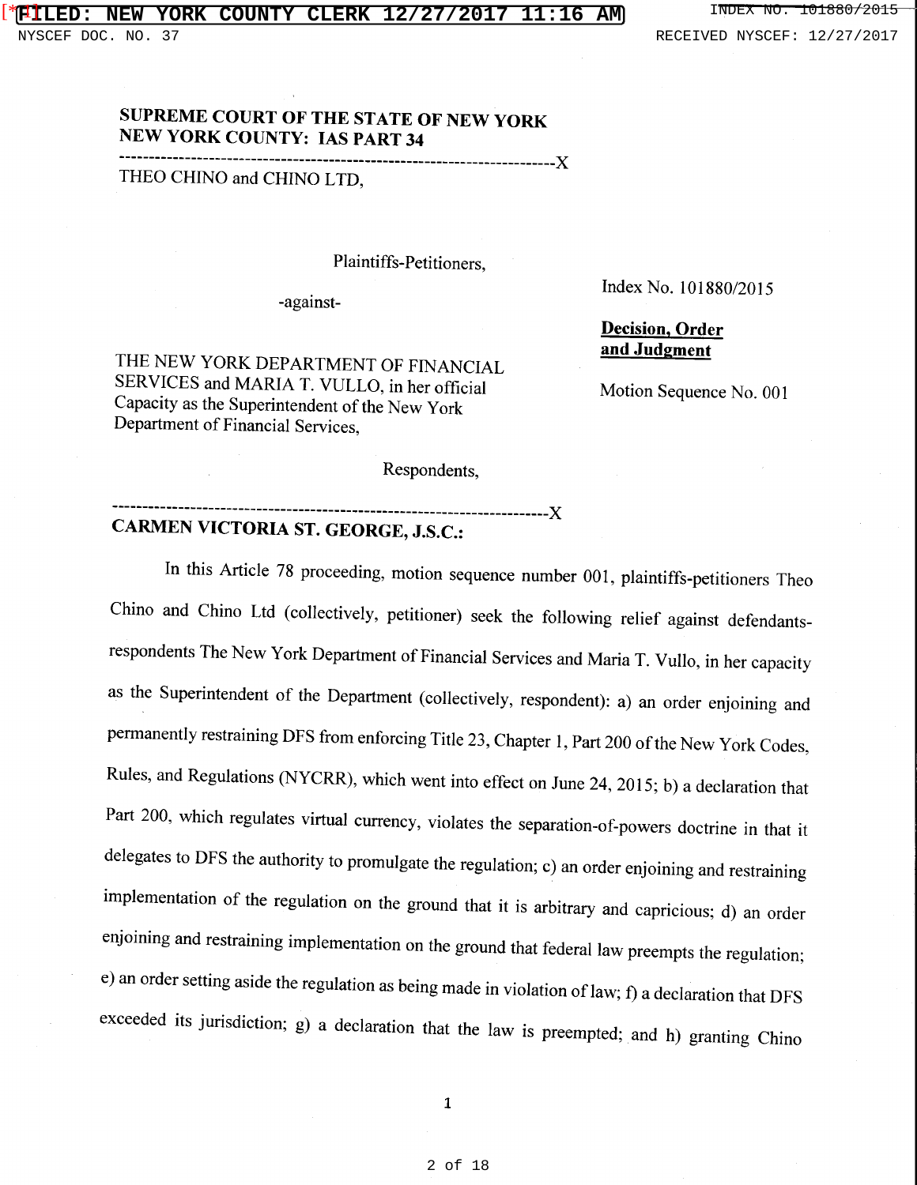**SUPREME COURT OF THE STATE OF NEW YORK**
**NEW YORK COUNTY: IAS PART 34**

---

THEO CHINO and CHINO LTD,

Plaintiffs-Petitioners,

-against-

THE NEW YORK DEPARTMENT OF FINANCIAL SERVICES and MARIA T. VULLO, in her official Capacity as the Superintendent of the New York Department of Financial Services,

Respondents,

---

Index No. 101880/2015

**Decision, Order and Judgment**

Motion Sequence No. 001

**CARMEN VICTORIA ST. GEORGE, J.S.C.:**

In this Article 78 proceeding, motion sequence number 001, plaintiffs-petitioners Theo Chino and Chino Ltd (collectively, petitioner) seek the following relief against defendants-respondents The New York Department of Financial Services and Maria T. Vullo, in her capacity as the Superintendent of the Department (collectively, respondent): a) an order enjoining and permanently restraining DFS from enforcing Title 23, Chapter 1, Part 200 of the New York Codes, Rules, and Regulations (NYCRR), which went into effect on June 24, 2015; b) a declaration that Part 200, which regulates virtual currency, violates the separation-of-powers doctrine in that it delegates to DFS the authority to promulgate the regulation; c) an order enjoining and restraining implementation of the regulation on the ground that it is arbitrary and capricious; d) an order enjoining and restraining implementation on the ground that federal law preempts the regulation; e) an order setting aside the regulation as being made in violation of law; f) a declaration that DFS exceeded its jurisdiction; g) a declaration that the law is preempted; and h) granting Chino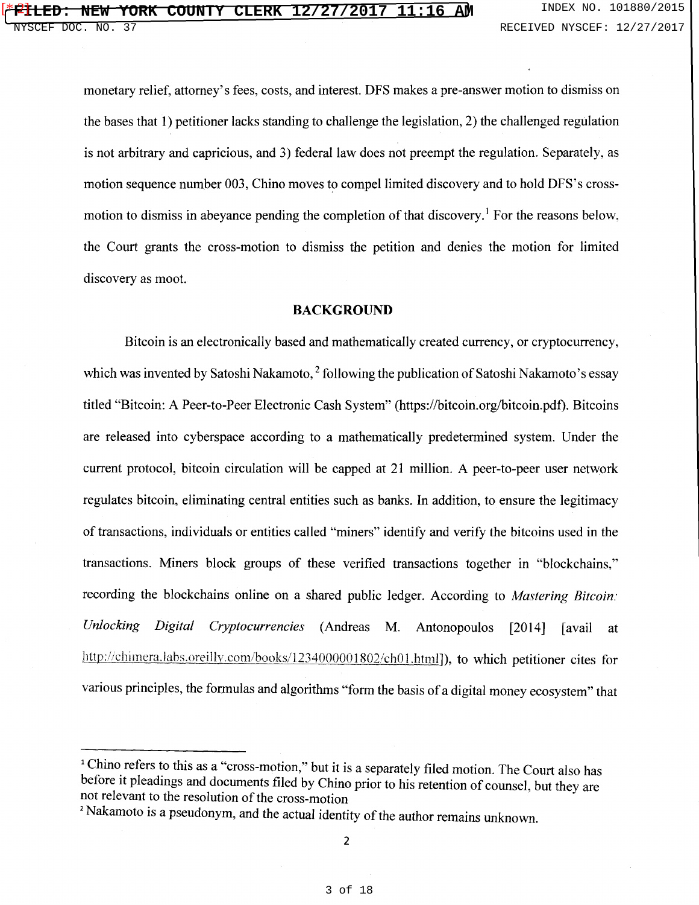monetary relief, attorney's fees, costs, and interest. DFS makes a pre-answer motion to dismiss on the bases that 1) petitioner lacks standing to challenge the legislation, 2) the challenged regulation is not arbitrary and capricious, and 3) federal law does not preempt the regulation. Separately, as motion sequence number 003, Chino moves to compel limited discovery and to hold DFS's cross-motion to dismiss in abeyance pending the completion of that discovery.[1] For the reasons below, the Court grants the cross-motion to dismiss the petition and denies the motion for limited discovery as moot.

## BACKGROUND

Bitcoin is an electronically based and mathematically created currency, or cryptocurrency, which was invented by Satoshi Nakamoto,[2] following the publication of Satoshi Nakamoto's essay titled "Bitcoin: A Peer-to-Peer Electronic Cash System" (https://bitcoin.org/bitcoin.pdf). Bitcoins are released into cyberspace according to a mathematically predetermined system. Under the current protocol, bitcoin circulation will be capped at 21 million. A peer-to-peer user network regulates bitcoin, eliminating central entities such as banks. In addition, to ensure the legitimacy of transactions, individuals or entities called "miners" identify and verify the bitcoins used in the transactions. Miners block groups of these verified transactions together in "blockchains," recording the blockchains online on a shared public ledger. According to *Mastering Bitcoin: Unlocking Digital Cryptocurrencies* (Andreas M. Antonopoulos [2014] [avail at http://chimera.labs.oreilly.com/books/1234000001802/ch01.html]), to which petitioner cites for various principles, the formulas and algorithms "form the basis of a digital money ecosystem" that

---

[1] Chino refers to this as a "cross-motion," but it is a separately filed motion. The Court also has before it pleadings and documents filed by Chino prior to his retention of counsel, but they are not relevant to the resolution of the cross-motion

[2] Nakamoto is a pseudonym, and the actual identity of the author remains unknown.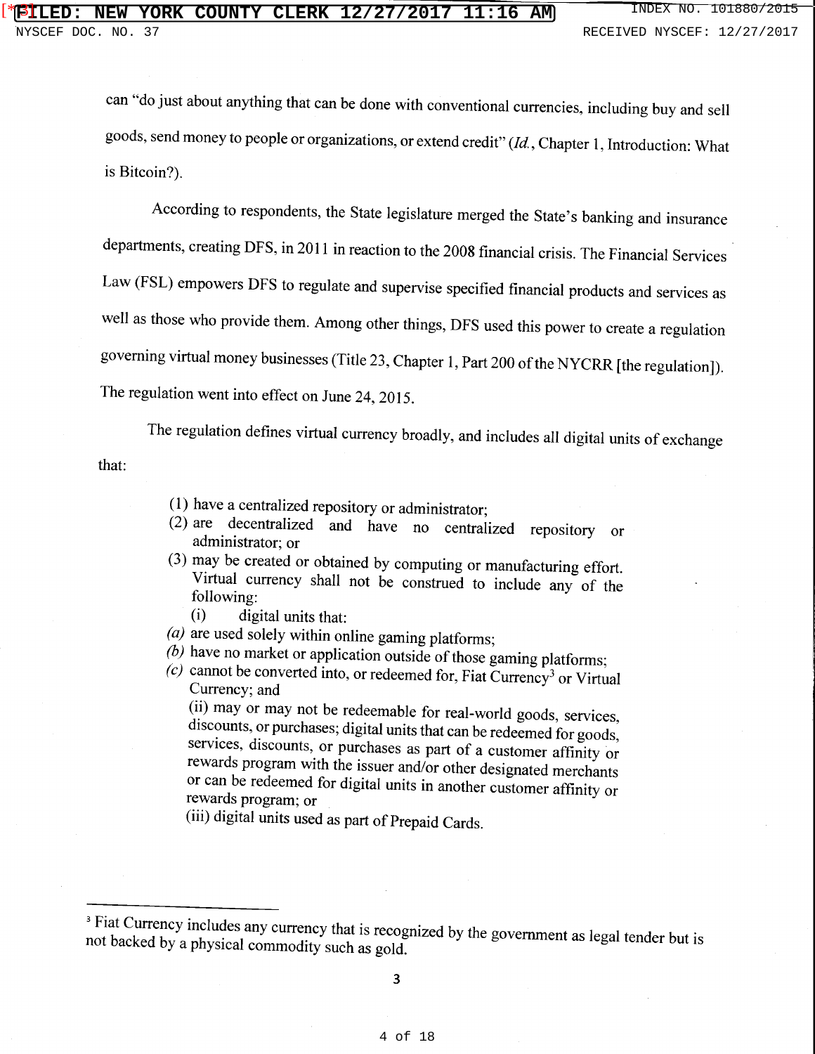can "do just about anything that can be done with conventional currencies, including buy and sell goods, send money to people or organizations, or extend credit" (*Id.*, Chapter 1, Introduction: What is Bitcoin?).

According to respondents, the State legislature merged the State's banking and insurance departments, creating DFS, in 2011 in reaction to the 2008 financial crisis. The Financial Services Law (FSL) empowers DFS to regulate and supervise specified financial products and services as well as those who provide them. Among other things, DFS used this power to create a regulation governing virtual money businesses (Title 23, Chapter 1, Part 200 of the NYCRR [the regulation]). The regulation went into effect on June 24, 2015.

The regulation defines virtual currency broadly, and includes all digital units of exchange that:

> (1) have a centralized repository or administrator;
> (2) are decentralized and have no centralized repository or administrator; or
> (3) may be created or obtained by computing or manufacturing effort. Virtual currency shall not be construed to include any of the following:
> (i) digital units that:
> *(a)* are used solely within online gaming platforms;
> *(b)* have no market or application outside of those gaming platforms;
> *(c)* cannot be converted into, or redeemed for, Fiat Currency[3] or Virtual Currency; and
> (ii) may or may not be redeemable for real-world goods, services, discounts, or purchases; digital units that can be redeemed for goods, services, discounts, or purchases as part of a customer affinity or rewards program with the issuer and/or other designated merchants or can be redeemed for digital units in another customer affinity or rewards program; or
> (iii) digital units used as part of Prepaid Cards.

---

[3] Fiat Currency includes any currency that is recognized by the government as legal tender but is not backed by a physical commodity such as gold.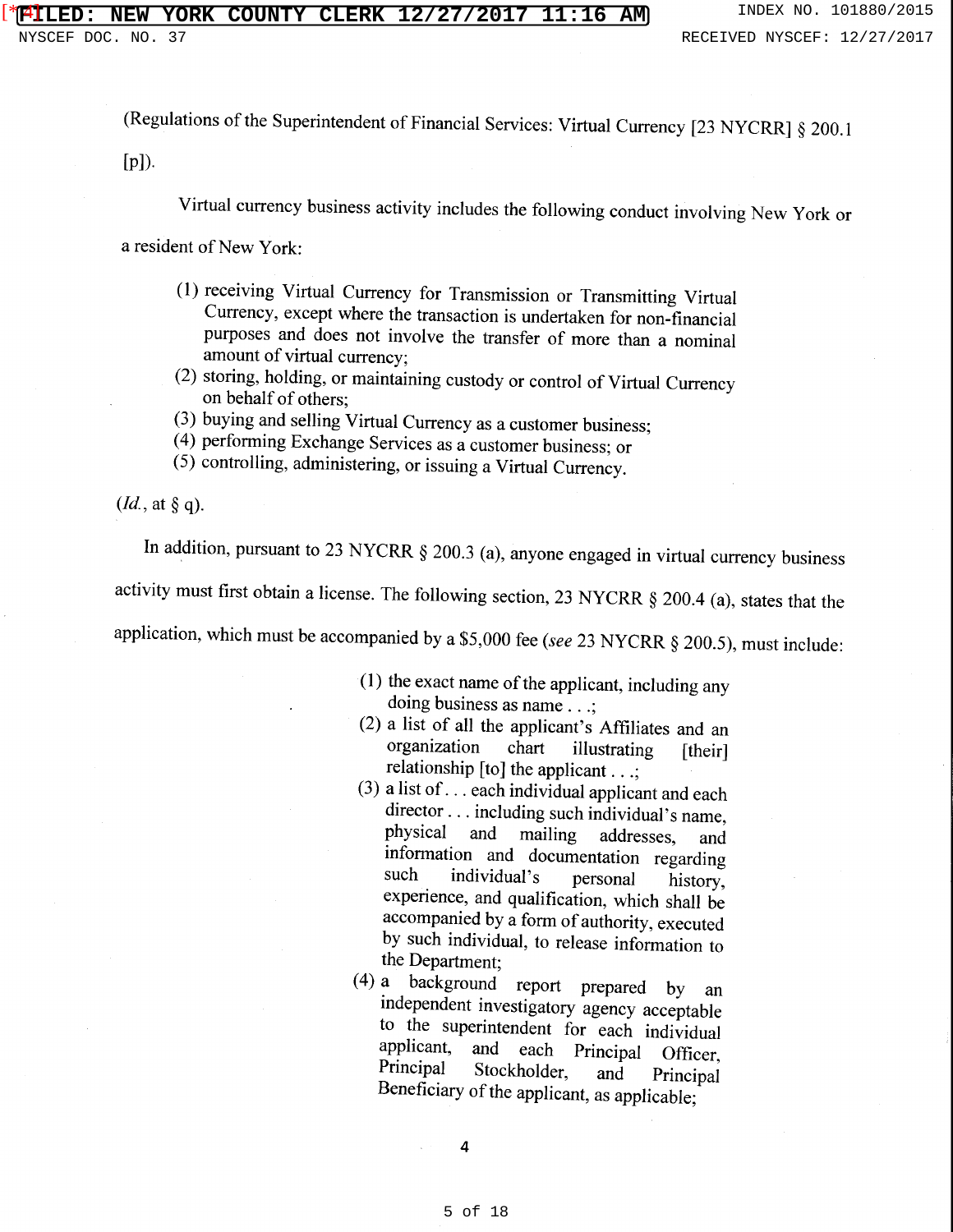(Regulations of the Superintendent of Financial Services: Virtual Currency [23 NYCRR] § 200.1 [p]).

Virtual currency business activity includes the following conduct involving New York or a resident of New York:

> (1) receiving Virtual Currency for Transmission or Transmitting Virtual Currency, except where the transaction is undertaken for non-financial purposes and does not involve the transfer of more than a nominal amount of virtual currency;
> (2) storing, holding, or maintaining custody or control of Virtual Currency on behalf of others;
> (3) buying and selling Virtual Currency as a customer business;
> (4) performing Exchange Services as a customer business; or
> (5) controlling, administering, or issuing a Virtual Currency.

(*Id.*, at § q).

In addition, pursuant to 23 NYCRR § 200.3 (a), anyone engaged in virtual currency business activity must first obtain a license. The following section, 23 NYCRR § 200.4 (a), states that the application, which must be accompanied by a $5,000 fee (*see* 23 NYCRR § 200.5), must include:

> (1) the exact name of the applicant, including any doing business as name . . .;
> (2) a list of all the applicant's Affiliates and an organization chart illustrating [their] relationship [to] the applicant . . .;
> (3) a list of . . . each individual applicant and each director . . . including such individual's name, physical and mailing addresses, and information and documentation regarding such individual's personal history, experience, and qualification, which shall be accompanied by a form of authority, executed by such individual, to release information to the Department;
> (4) a background report prepared by an independent investigatory agency acceptable to the superintendent for each individual applicant, and each Principal Officer, Principal Stockholder, and Principal Beneficiary of the applicant, as applicable;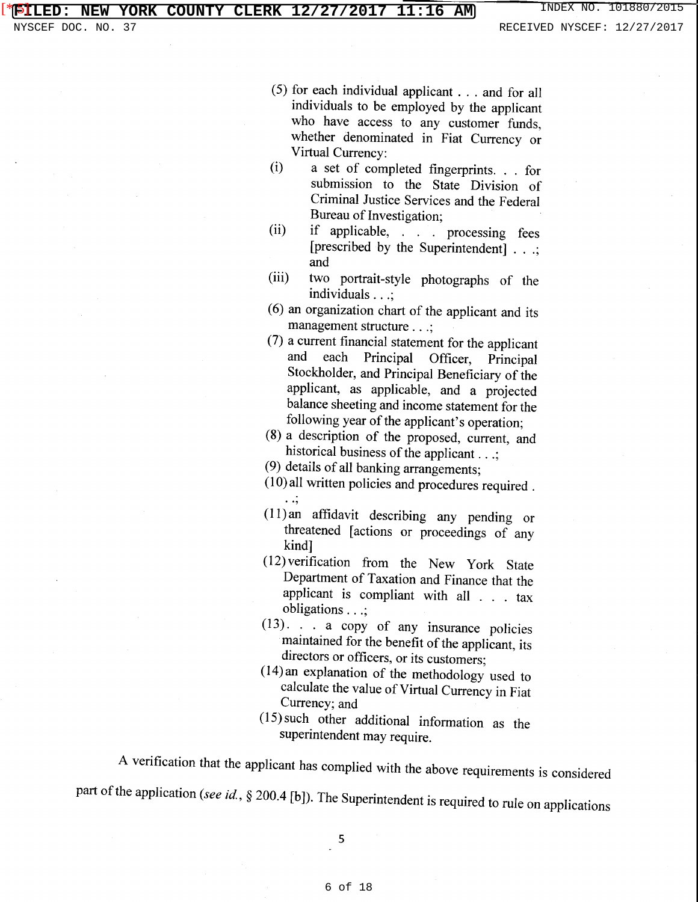(5) for each individual applicant . . . and for all individuals to be employed by the applicant who have access to any customer funds, whether denominated in Fiat Currency or Virtual Currency:

(i) a set of completed fingerprints. . . for submission to the State Division of Criminal Justice Services and the Federal Bureau of Investigation;

(ii) if applicable, . . . processing fees [prescribed by the Superintendent] . . .; and

(iii) two portrait-style photographs of the individuals . . .;

(6) an organization chart of the applicant and its management structure . . .;

(7) a current financial statement for the applicant and each Principal Officer, Principal Stockholder, and Principal Beneficiary of the applicant, as applicable, and a projected balance sheeting and income statement for the following year of the applicant's operation;

(8) a description of the proposed, current, and historical business of the applicant . . .;

(9) details of all banking arrangements;

(10) all written policies and procedures required . . .;

(11) an affidavit describing any pending or threatened [actions or proceedings of any kind]

(12) verification from the New York State Department of Taxation and Finance that the applicant is compliant with all . . . tax obligations . . .;

(13). . . a copy of any insurance policies maintained for the benefit of the applicant, its directors or officers, or its customers;

(14) an explanation of the methodology used to calculate the value of Virtual Currency in Fiat Currency; and

(15) such other additional information as the superintendent may require.

A verification that the applicant has complied with the above requirements is considered part of the application (*see id.*, § 200.4 [b]). The Superintendent is required to rule on applications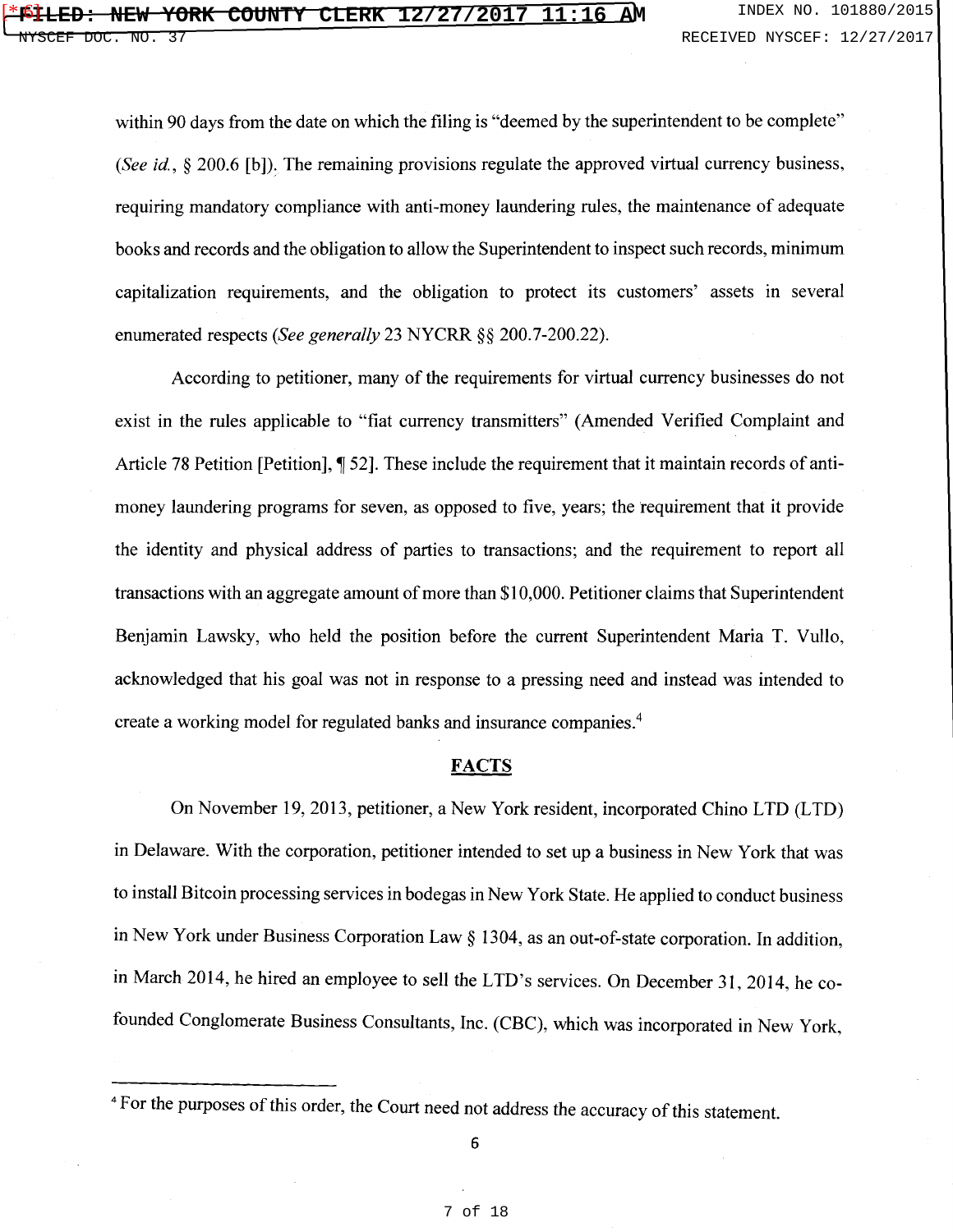within 90 days from the date on which the filing is "deemed by the superintendent to be complete" (*See id.*, § 200.6 [b]). The remaining provisions regulate the approved virtual currency business, requiring mandatory compliance with anti-money laundering rules, the maintenance of adequate books and records and the obligation to allow the Superintendent to inspect such records, minimum capitalization requirements, and the obligation to protect its customers' assets in several enumerated respects (*See generally* 23 NYCRR §§ 200.7-200.22).

According to petitioner, many of the requirements for virtual currency businesses do not exist in the rules applicable to "fiat currency transmitters" (Amended Verified Complaint and Article 78 Petition [Petition], ¶ 52]. These include the requirement that it maintain records of anti-money laundering programs for seven, as opposed to five, years; the requirement that it provide the identity and physical address of parties to transactions; and the requirement to report all transactions with an aggregate amount of more than $10,000. Petitioner claims that Superintendent Benjamin Lawsky, who held the position before the current Superintendent Maria T. Vullo, acknowledged that his goal was not in response to a pressing need and instead was intended to create a working model for regulated banks and insurance companies.[4]

## FACTS

On November 19, 2013, petitioner, a New York resident, incorporated Chino LTD (LTD) in Delaware. With the corporation, petitioner intended to set up a business in New York that was to install Bitcoin processing services in bodegas in New York State. He applied to conduct business in New York under Business Corporation Law § 1304, as an out-of-state corporation. In addition, in March 2014, he hired an employee to sell the LTD's services. On December 31, 2014, he co-founded Conglomerate Business Consultants, Inc. (CBC), which was incorporated in New York,

---

[4] For the purposes of this order, the Court need not address the accuracy of this statement.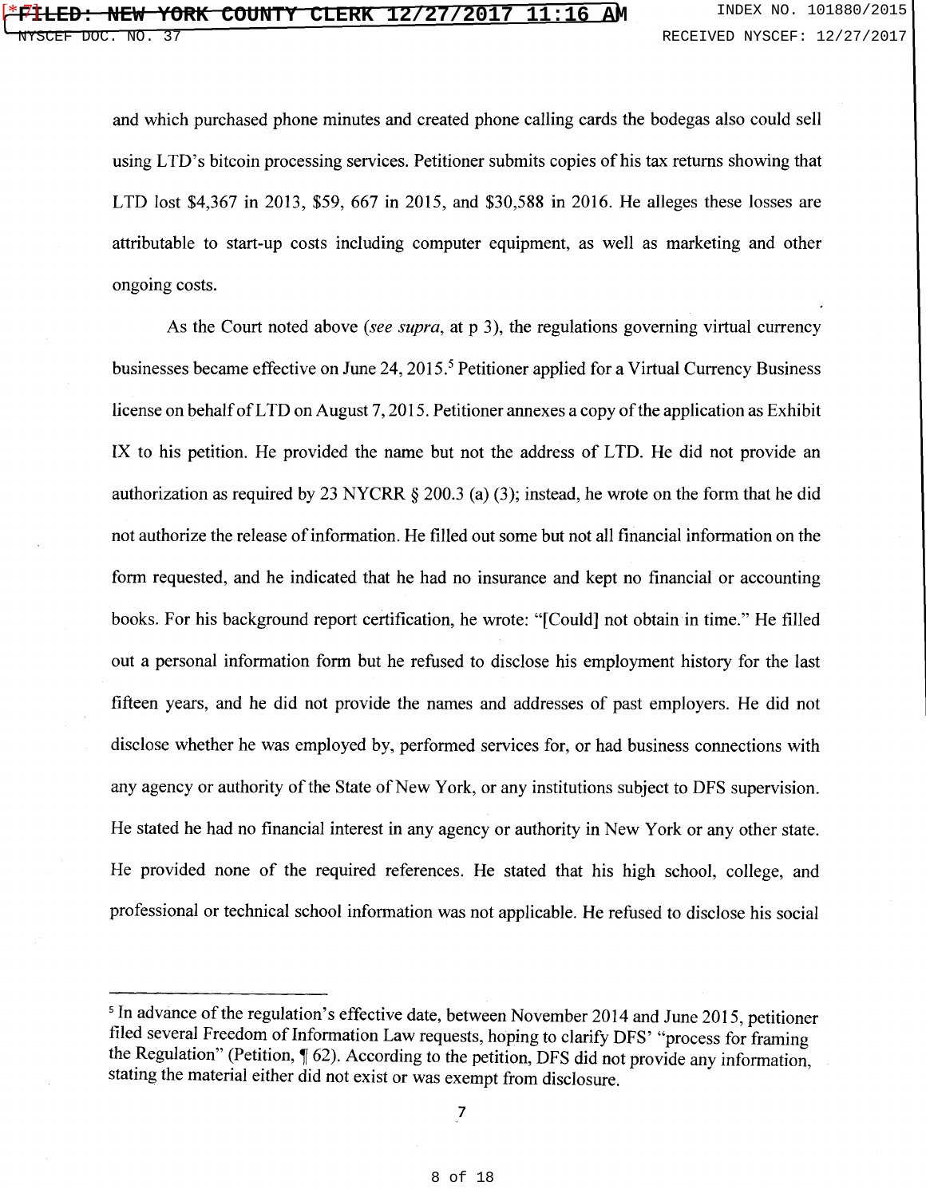and which purchased phone minutes and created phone calling cards the bodegas also could sell using LTD's bitcoin processing services. Petitioner submits copies of his tax returns showing that LTD lost $4,367 in 2013, $59, 667 in 2015, and $30,588 in 2016. He alleges these losses are attributable to start-up costs including computer equipment, as well as marketing and other ongoing costs.

As the Court noted above (*see supra*, at p 3), the regulations governing virtual currency businesses became effective on June 24, 2015.[5] Petitioner applied for a Virtual Currency Business license on behalf of LTD on August 7, 2015. Petitioner annexes a copy of the application as Exhibit IX to his petition. He provided the name but not the address of LTD. He did not provide an authorization as required by 23 NYCRR § 200.3 (a) (3); instead, he wrote on the form that he did not authorize the release of information. He filled out some but not all financial information on the form requested, and he indicated that he had no insurance and kept no financial or accounting books. For his background report certification, he wrote: "[Could] not obtain in time." He filled out a personal information form but he refused to disclose his employment history for the last fifteen years, and he did not provide the names and addresses of past employers. He did not disclose whether he was employed by, performed services for, or had business connections with any agency or authority of the State of New York, or any institutions subject to DFS supervision. He stated he had no financial interest in any agency or authority in New York or any other state. He provided none of the required references. He stated that his high school, college, and professional or technical school information was not applicable. He refused to disclose his social

---

[5] In advance of the regulation's effective date, between November 2014 and June 2015, petitioner filed several Freedom of Information Law requests, hoping to clarify DFS' "process for framing the Regulation" (Petition, ¶ 62). According to the petition, DFS did not provide any information, stating the material either did not exist or was exempt from disclosure.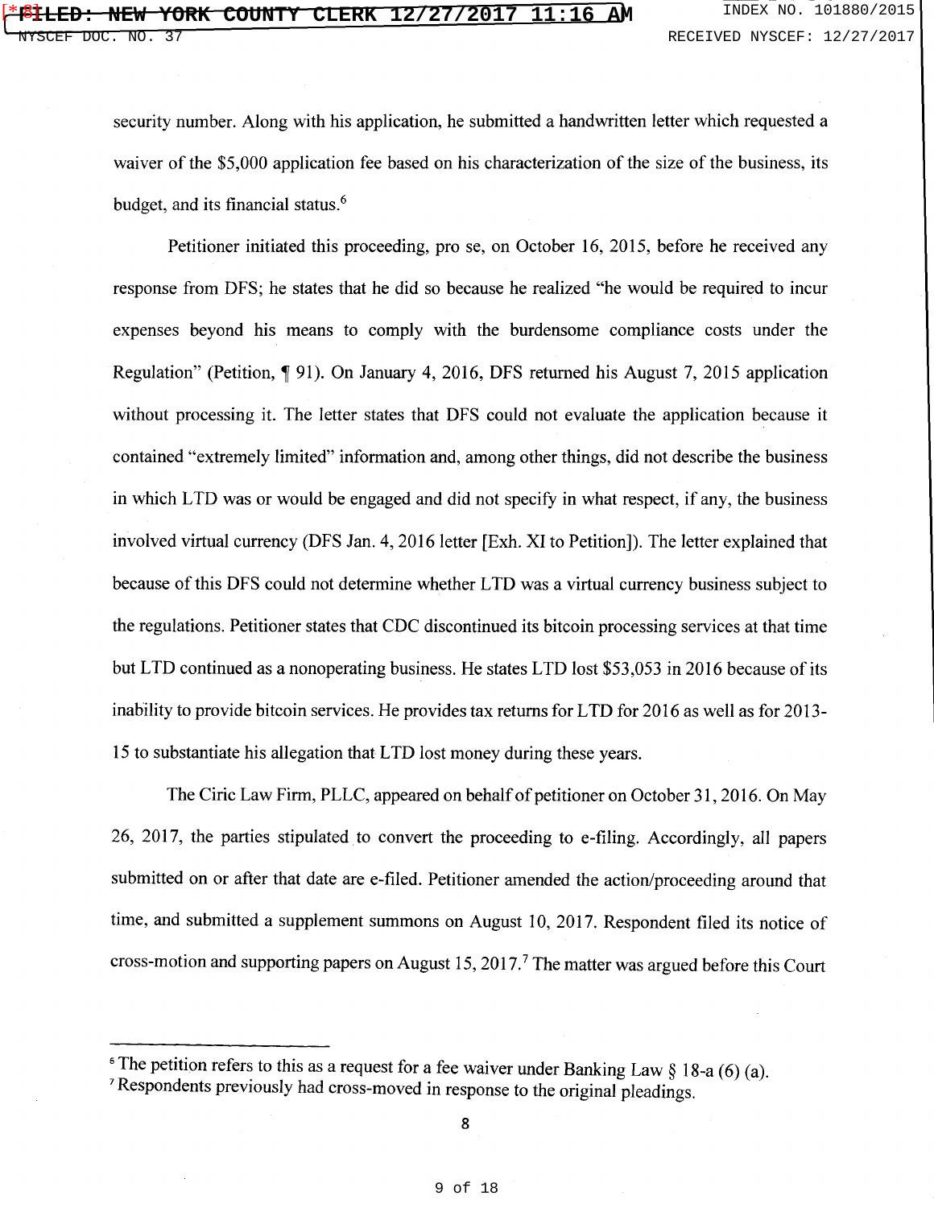security number. Along with his application, he submitted a handwritten letter which requested a waiver of the $5,000 application fee based on his characterization of the size of the business, its budget, and its financial status.[6]

Petitioner initiated this proceeding, pro se, on October 16, 2015, before he received any response from DFS; he states that he did so because he realized "he would be required to incur expenses beyond his means to comply with the burdensome compliance costs under the Regulation" (Petition, ¶ 91). On January 4, 2016, DFS returned his August 7, 2015 application without processing it. The letter states that DFS could not evaluate the application because it contained "extremely limited" information and, among other things, did not describe the business in which LTD was or would be engaged and did not specify in what respect, if any, the business involved virtual currency (DFS Jan. 4, 2016 letter [Exh. XI to Petition]). The letter explained that because of this DFS could not determine whether LTD was a virtual currency business subject to the regulations. Petitioner states that CDC discontinued its bitcoin processing services at that time but LTD continued as a nonoperating business. He states LTD lost $53,053 in 2016 because of its inability to provide bitcoin services. He provides tax returns for LTD for 2016 as well as for 2013-15 to substantiate his allegation that LTD lost money during these years.

The Ciric Law Firm, PLLC, appeared on behalf of petitioner on October 31, 2016. On May 26, 2017, the parties stipulated to convert the proceeding to e-filing. Accordingly, all papers submitted on or after that date are e-filed. Petitioner amended the action/proceeding around that time, and submitted a supplement summons on August 10, 2017. Respondent filed its notice of cross-motion and supporting papers on August 15, 2017.[7] The matter was argued before this Court

---

[6] The petition refers to this as a request for a fee waiver under Banking Law § 18-a (6) (a).

[7] Respondents previously had cross-moved in response to the original pleadings.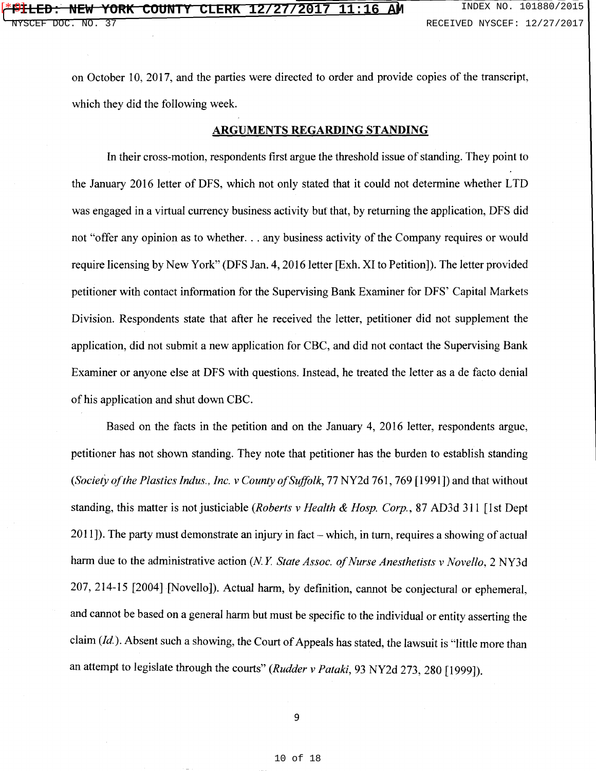on October 10, 2017, and the parties were directed to order and provide copies of the transcript, which they did the following week.

## ARGUMENTS REGARDING STANDING

In their cross-motion, respondents first argue the threshold issue of standing. They point to the January 2016 letter of DFS, which not only stated that it could not determine whether LTD was engaged in a virtual currency business activity but that, by returning the application, DFS did not "offer any opinion as to whether. . . any business activity of the Company requires or would require licensing by New York" (DFS Jan. 4, 2016 letter [Exh. XI to Petition]). The letter provided petitioner with contact information for the Supervising Bank Examiner for DFS' Capital Markets Division. Respondents state that after he received the letter, petitioner did not supplement the application, did not submit a new application for CBC, and did not contact the Supervising Bank Examiner or anyone else at DFS with questions. Instead, he treated the letter as a de facto denial of his application and shut down CBC.

Based on the facts in the petition and on the January 4, 2016 letter, respondents argue, petitioner has not shown standing. They note that petitioner has the burden to establish standing (*Society of the Plastics Indus., Inc. v County of Suffolk*, 77 NY2d 761, 769 [1991]) and that without standing, this matter is not justiciable (*Roberts v Health & Hosp. Corp.*, 87 AD3d 311 [1st Dept 2011]). The party must demonstrate an injury in fact – which, in turn, requires a showing of actual harm due to the administrative action (*N.Y. State Assoc. of Nurse Anesthetists v Novello*, 2 NY3d 207, 214-15 [2004] [Novello]). Actual harm, by definition, cannot be conjectural or ephemeral, and cannot be based on a general harm but must be specific to the individual or entity asserting the claim (*Id.*). Absent such a showing, the Court of Appeals has stated, the lawsuit is "little more than an attempt to legislate through the courts" (*Rudder v Pataki*, 93 NY2d 273, 280 [1999]).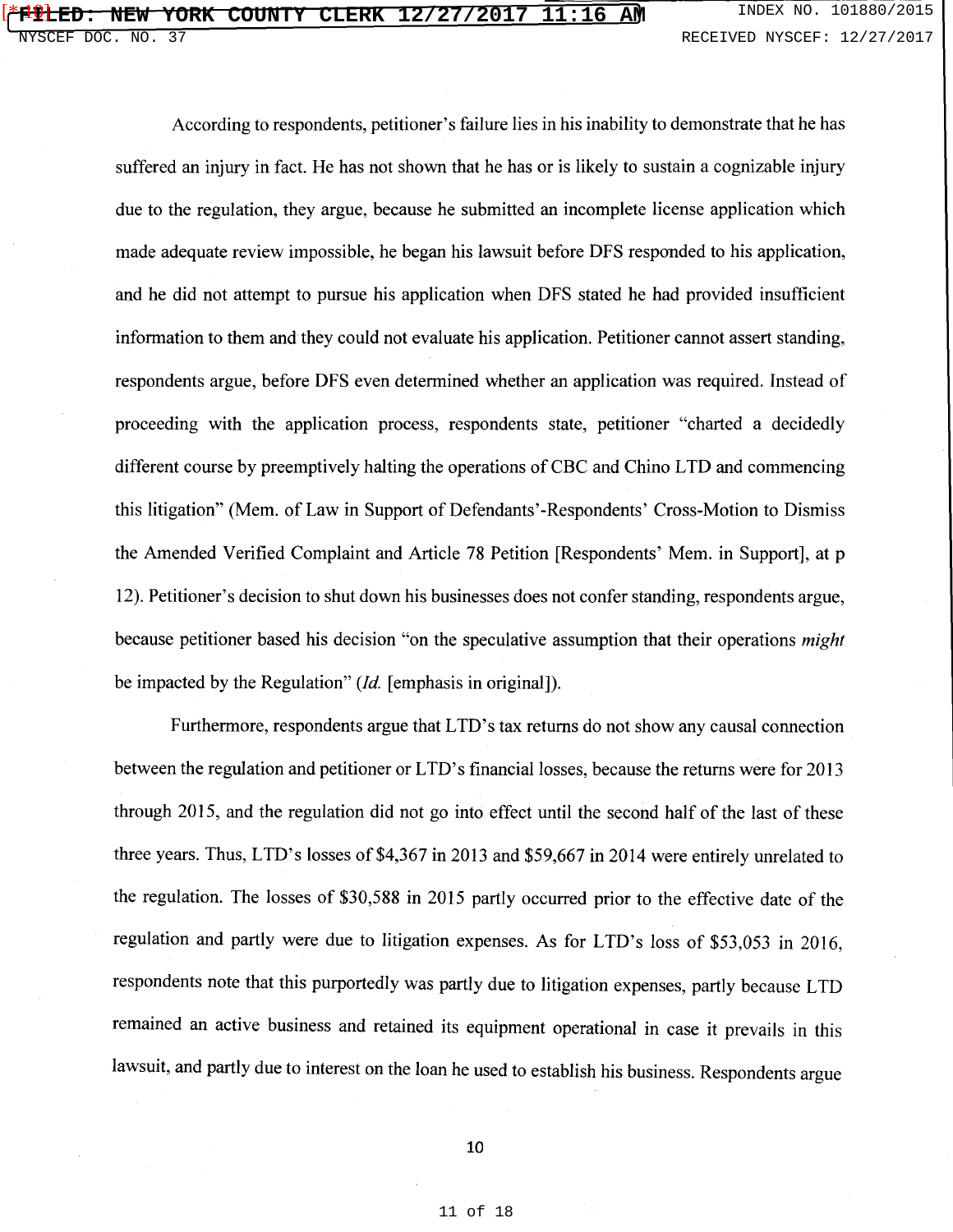According to respondents, petitioner's failure lies in his inability to demonstrate that he has suffered an injury in fact. He has not shown that he has or is likely to sustain a cognizable injury due to the regulation, they argue, because he submitted an incomplete license application which made adequate review impossible, he began his lawsuit before DFS responded to his application, and he did not attempt to pursue his application when DFS stated he had provided insufficient information to them and they could not evaluate his application. Petitioner cannot assert standing, respondents argue, before DFS even determined whether an application was required. Instead of proceeding with the application process, respondents state, petitioner "charted a decidedly different course by preemptively halting the operations of CBC and Chino LTD and commencing this litigation" (Mem. of Law in Support of Defendants'-Respondents' Cross-Motion to Dismiss the Amended Verified Complaint and Article 78 Petition [Respondents' Mem. in Support], at p 12). Petitioner's decision to shut down his businesses does not confer standing, respondents argue, because petitioner based his decision "on the speculative assumption that their operations *might* be impacted by the Regulation" (*Id.* [emphasis in original]).

Furthermore, respondents argue that LTD's tax returns do not show any causal connection between the regulation and petitioner or LTD's financial losses, because the returns were for 2013 through 2015, and the regulation did not go into effect until the second half of the last of these three years. Thus, LTD's losses of $4,367 in 2013 and $59,667 in 2014 were entirely unrelated to the regulation. The losses of $30,588 in 2015 partly occurred prior to the effective date of the regulation and partly were due to litigation expenses. As for LTD's loss of $53,053 in 2016, respondents note that this purportedly was partly due to litigation expenses, partly because LTD remained an active business and retained its equipment operational in case it prevails in this lawsuit, and partly due to interest on the loan he used to establish his business. Respondents argue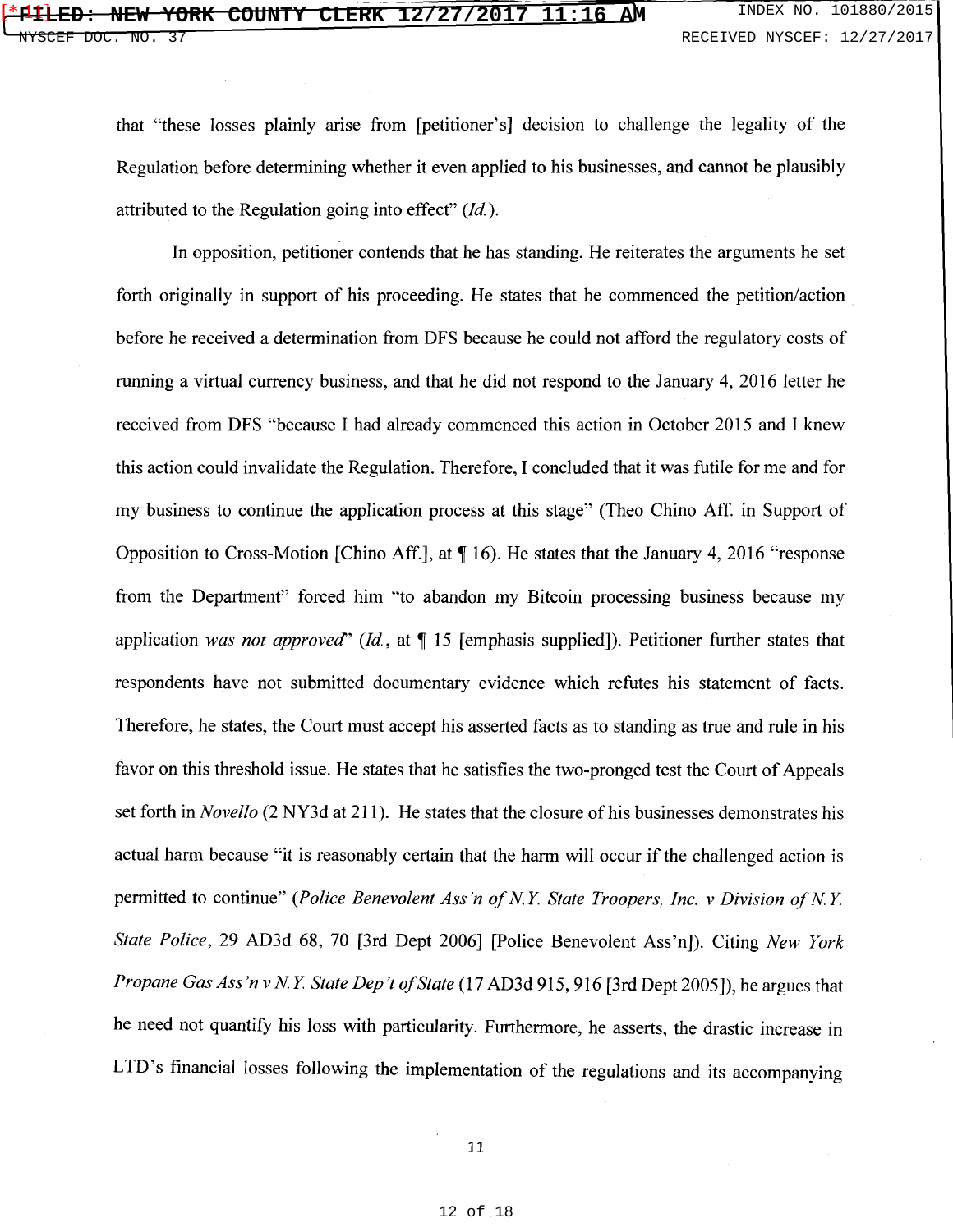that "these losses plainly arise from [petitioner's] decision to challenge the legality of the Regulation before determining whether it even applied to his businesses, and cannot be plausibly attributed to the Regulation going into effect" (*Id.*).

In opposition, petitioner contends that he has standing. He reiterates the arguments he set forth originally in support of his proceeding. He states that he commenced the petition/action before he received a determination from DFS because he could not afford the regulatory costs of running a virtual currency business, and that he did not respond to the January 4, 2016 letter he received from DFS "because I had already commenced this action in October 2015 and I knew this action could invalidate the Regulation. Therefore, I concluded that it was futile for me and for my business to continue the application process at this stage" (Theo Chino Aff. in Support of Opposition to Cross-Motion [Chino Aff.], at ¶ 16). He states that the January 4, 2016 "response from the Department" forced him "to abandon my Bitcoin processing business because my application *was not approved*" (*Id.*, at ¶ 15 [emphasis supplied]). Petitioner further states that respondents have not submitted documentary evidence which refutes his statement of facts. Therefore, he states, the Court must accept his asserted facts as to standing as true and rule in his favor on this threshold issue. He states that he satisfies the two-pronged test the Court of Appeals set forth in *Novello* (2 NY3d at 211). He states that the closure of his businesses demonstrates his actual harm because "it is reasonably certain that the harm will occur if the challenged action is permitted to continue" (*Police Benevolent Ass'n of N.Y. State Troopers, Inc. v Division of N.Y. State Police*, 29 AD3d 68, 70 [3rd Dept 2006] [Police Benevolent Ass'n]). Citing *New York Propane Gas Ass'n v N.Y. State Dep't of State* (17 AD3d 915, 916 [3rd Dept 2005]), he argues that he need not quantify his loss with particularity. Furthermore, he asserts, the drastic increase in LTD's financial losses following the implementation of the regulations and its accompanying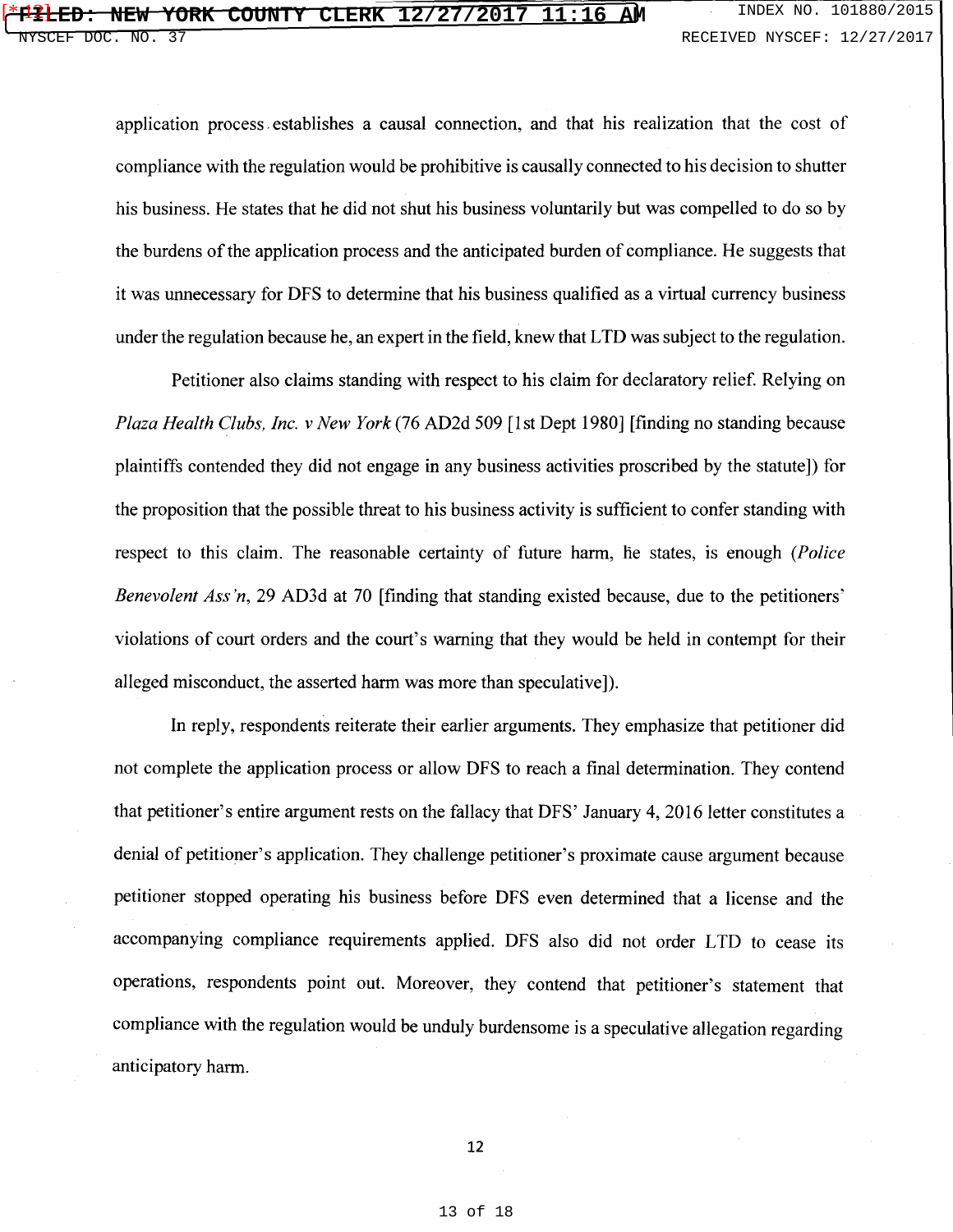application process establishes a causal connection, and that his realization that the cost of compliance with the regulation would be prohibitive is causally connected to his decision to shutter his business. He states that he did not shut his business voluntarily but was compelled to do so by the burdens of the application process and the anticipated burden of compliance. He suggests that it was unnecessary for DFS to determine that his business qualified as a virtual currency business under the regulation because he, an expert in the field, knew that LTD was subject to the regulation.

Petitioner also claims standing with respect to his claim for declaratory relief. Relying on *Plaza Health Clubs, Inc. v New York* (76 AD2d 509 [1st Dept 1980] [finding no standing because plaintiffs contended they did not engage in any business activities proscribed by the statute]) for the proposition that the possible threat to his business activity is sufficient to confer standing with respect to this claim. The reasonable certainty of future harm, he states, is enough (*Police Benevolent Ass'n*, 29 AD3d at 70 [finding that standing existed because, due to the petitioners' violations of court orders and the court's warning that they would be held in contempt for their alleged misconduct, the asserted harm was more than speculative]).

In reply, respondents reiterate their earlier arguments. They emphasize that petitioner did not complete the application process or allow DFS to reach a final determination. They contend that petitioner's entire argument rests on the fallacy that DFS' January 4, 2016 letter constitutes a denial of petitioner's application. They challenge petitioner's proximate cause argument because petitioner stopped operating his business before DFS even determined that a license and the accompanying compliance requirements applied. DFS also did not order LTD to cease its operations, respondents point out. Moreover, they contend that petitioner's statement that compliance with the regulation would be unduly burdensome is a speculative allegation regarding anticipatory harm.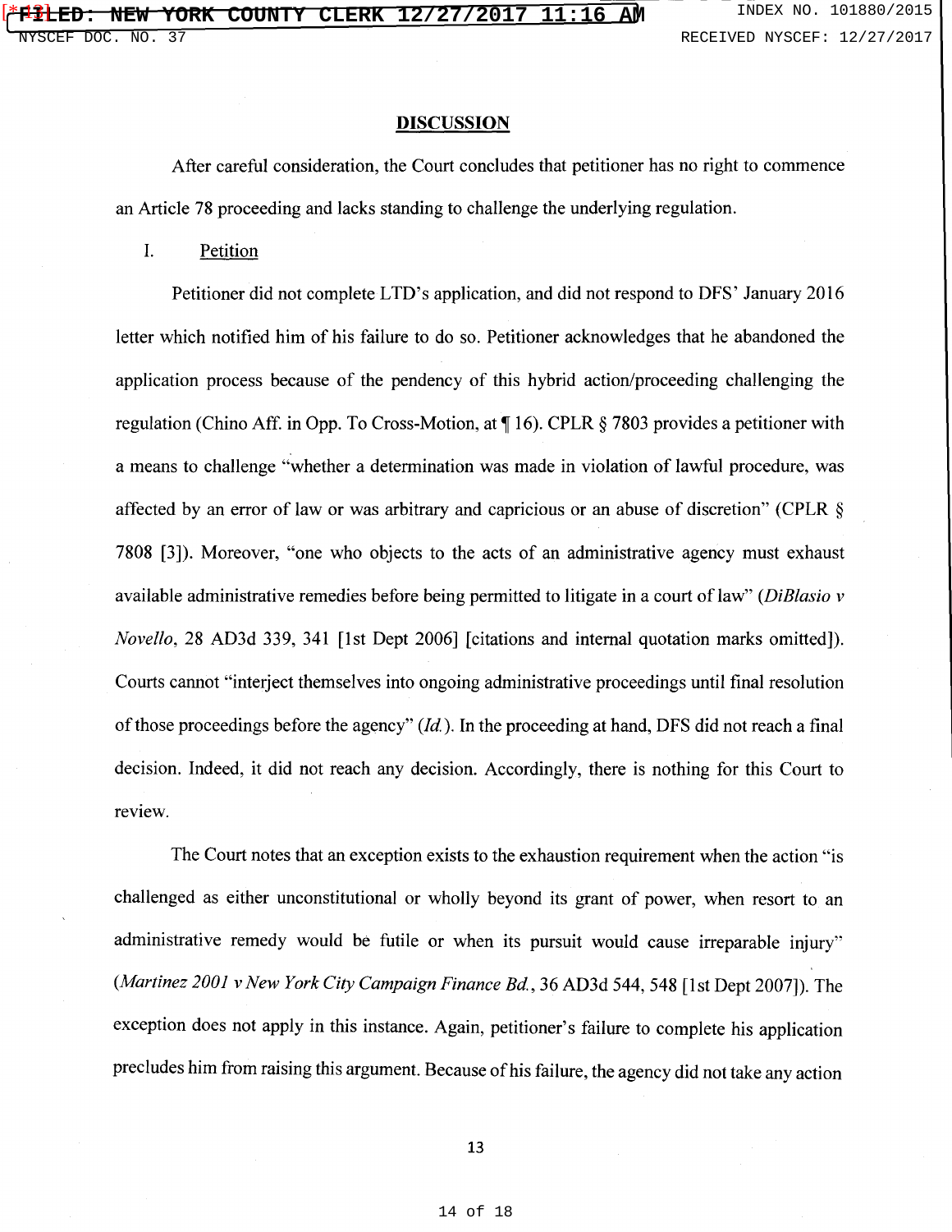## DISCUSSION

After careful consideration, the Court concludes that petitioner has no right to commence an Article 78 proceeding and lacks standing to challenge the underlying regulation.

I. Petition

Petitioner did not complete LTD's application, and did not respond to DFS' January 2016 letter which notified him of his failure to do so. Petitioner acknowledges that he abandoned the application process because of the pendency of this hybrid action/proceeding challenging the regulation (Chino Aff. in Opp. To Cross-Motion, at ¶ 16). CPLR § 7803 provides a petitioner with a means to challenge "whether a determination was made in violation of lawful procedure, was affected by an error of law or was arbitrary and capricious or an abuse of discretion" (CPLR § 7808 [3]). Moreover, "one who objects to the acts of an administrative agency must exhaust available administrative remedies before being permitted to litigate in a court of law" (*DiBlasio v Novello*, 28 AD3d 339, 341 [1st Dept 2006] [citations and internal quotation marks omitted]). Courts cannot "interject themselves into ongoing administrative proceedings until final resolution of those proceedings before the agency" (*Id.*). In the proceeding at hand, DFS did not reach a final decision. Indeed, it did not reach any decision. Accordingly, there is nothing for this Court to review.

The Court notes that an exception exists to the exhaustion requirement when the action "is challenged as either unconstitutional or wholly beyond its grant of power, when resort to an administrative remedy would be futile or when its pursuit would cause irreparable injury" (*Martinez 2001 v New York City Campaign Finance Bd.*, 36 AD3d 544, 548 [1st Dept 2007]). The exception does not apply in this instance. Again, petitioner's failure to complete his application precludes him from raising this argument. Because of his failure, the agency did not take any action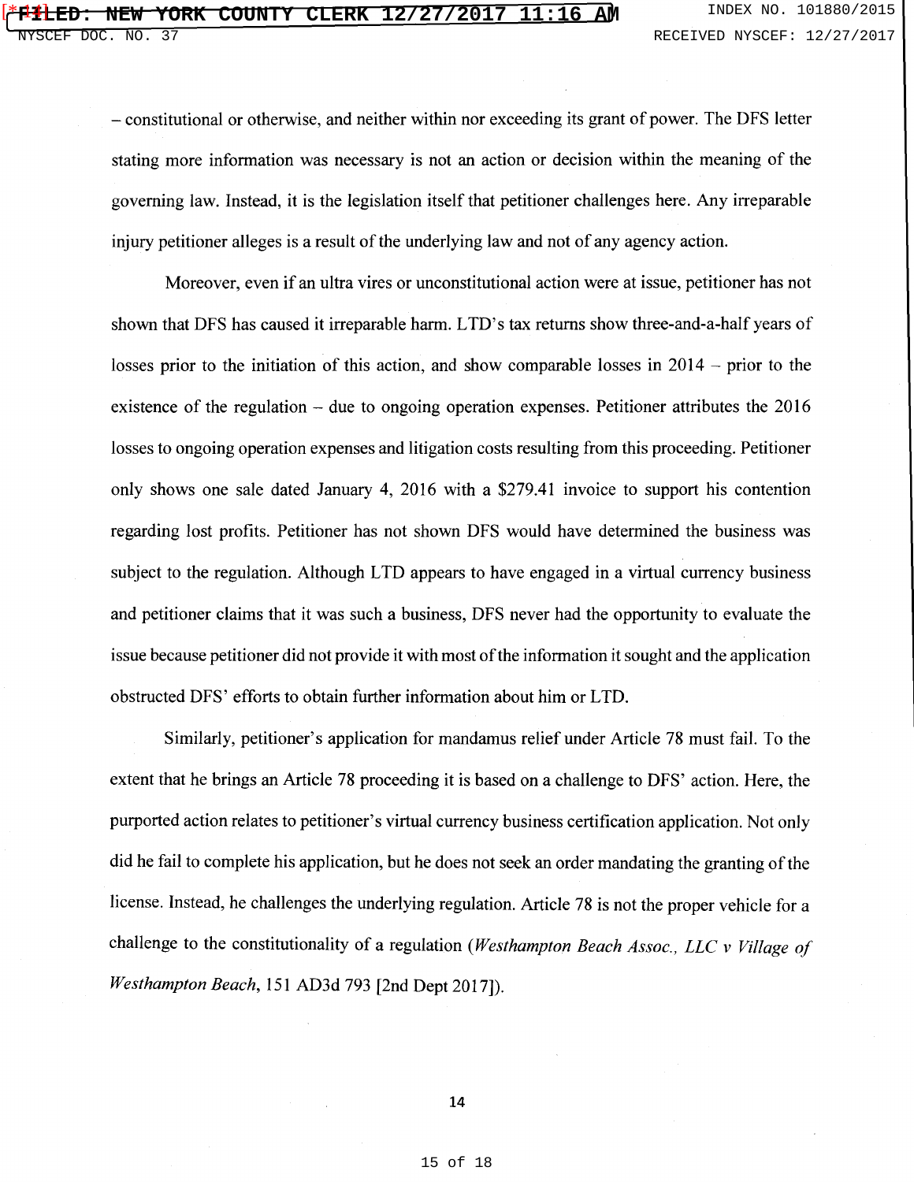– constitutional or otherwise, and neither within nor exceeding its grant of power. The DFS letter stating more information was necessary is not an action or decision within the meaning of the governing law. Instead, it is the legislation itself that petitioner challenges here. Any irreparable injury petitioner alleges is a result of the underlying law and not of any agency action.

Moreover, even if an ultra vires or unconstitutional action were at issue, petitioner has not shown that DFS has caused it irreparable harm. LTD's tax returns show three-and-a-half years of losses prior to the initiation of this action, and show comparable losses in 2014 – prior to the existence of the regulation – due to ongoing operation expenses. Petitioner attributes the 2016 losses to ongoing operation expenses and litigation costs resulting from this proceeding. Petitioner only shows one sale dated January 4, 2016 with a $279.41 invoice to support his contention regarding lost profits. Petitioner has not shown DFS would have determined the business was subject to the regulation. Although LTD appears to have engaged in a virtual currency business and petitioner claims that it was such a business, DFS never had the opportunity to evaluate the issue because petitioner did not provide it with most of the information it sought and the application obstructed DFS' efforts to obtain further information about him or LTD.

Similarly, petitioner's application for mandamus relief under Article 78 must fail. To the extent that he brings an Article 78 proceeding it is based on a challenge to DFS' action. Here, the purported action relates to petitioner's virtual currency business certification application. Not only did he fail to complete his application, but he does not seek an order mandating the granting of the license. Instead, he challenges the underlying regulation. Article 78 is not the proper vehicle for a challenge to the constitutionality of a regulation (*Westhampton Beach Assoc., LLC v Village of Westhampton Beach*, 151 AD3d 793 [2nd Dept 2017]).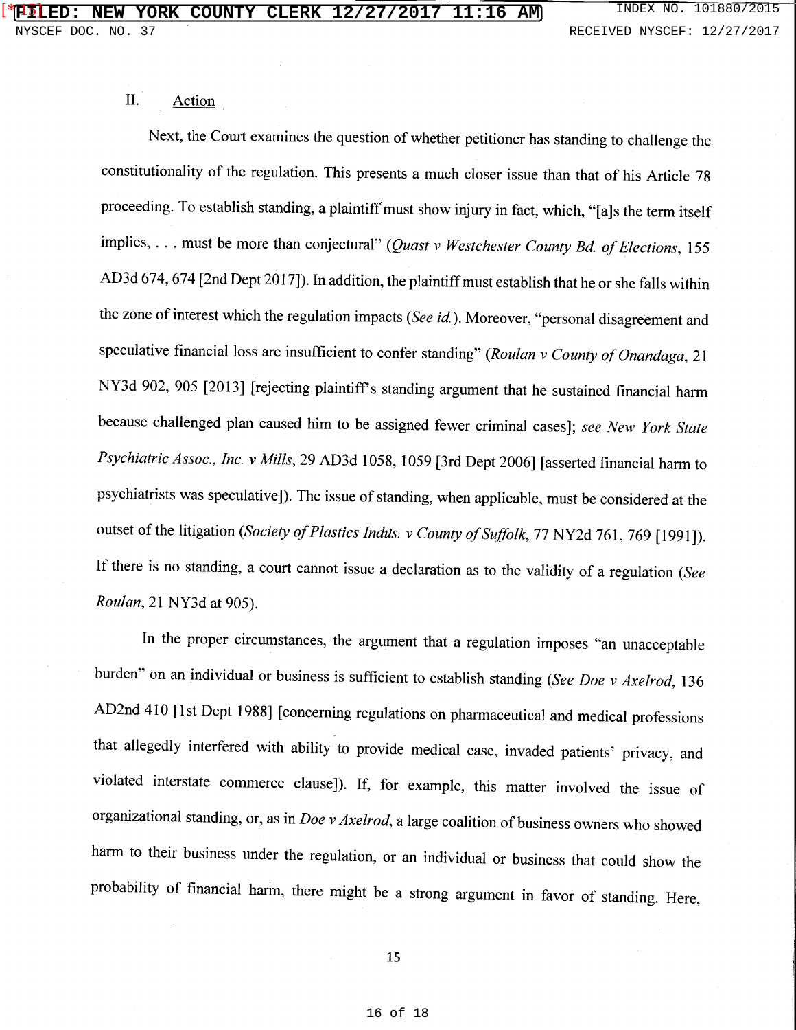## II. Action

Next, the Court examines the question of whether petitioner has standing to challenge the constitutionality of the regulation. This presents a much closer issue than that of his Article 78 proceeding. To establish standing, a plaintiff must show injury in fact, which, "[a]s the term itself implies, . . . must be more than conjectural" (*Quast v Westchester County Bd. of Elections*, 155 AD3d 674, 674 [2nd Dept 2017]). In addition, the plaintiff must establish that he or she falls within the zone of interest which the regulation impacts (*See id.*). Moreover, "personal disagreement and speculative financial loss are insufficient to confer standing" (*Roulan v County of Onandaga*, 21 NY3d 902, 905 [2013] [rejecting plaintiff's standing argument that he sustained financial harm because challenged plan caused him to be assigned fewer criminal cases]; *see New York State Psychiatric Assoc., Inc. v Mills*, 29 AD3d 1058, 1059 [3rd Dept 2006] [asserted financial harm to psychiatrists was speculative]). The issue of standing, when applicable, must be considered at the outset of the litigation (*Society of Plastics Indus. v County of Suffolk*, 77 NY2d 761, 769 [1991]). If there is no standing, a court cannot issue a declaration as to the validity of a regulation (*See Roulan*, 21 NY3d at 905).

In the proper circumstances, the argument that a regulation imposes "an unacceptable burden" on an individual or business is sufficient to establish standing (*See Doe v Axelrod*, 136 AD2nd 410 [1st Dept 1988] [concerning regulations on pharmaceutical and medical professions that allegedly interfered with ability to provide medical case, invaded patients' privacy, and violated interstate commerce clause]). If, for example, this matter involved the issue of organizational standing, or, as in *Doe v Axelrod*, a large coalition of business owners who showed harm to their business under the regulation, or an individual or business that could show the probability of financial harm, there might be a strong argument in favor of standing. Here,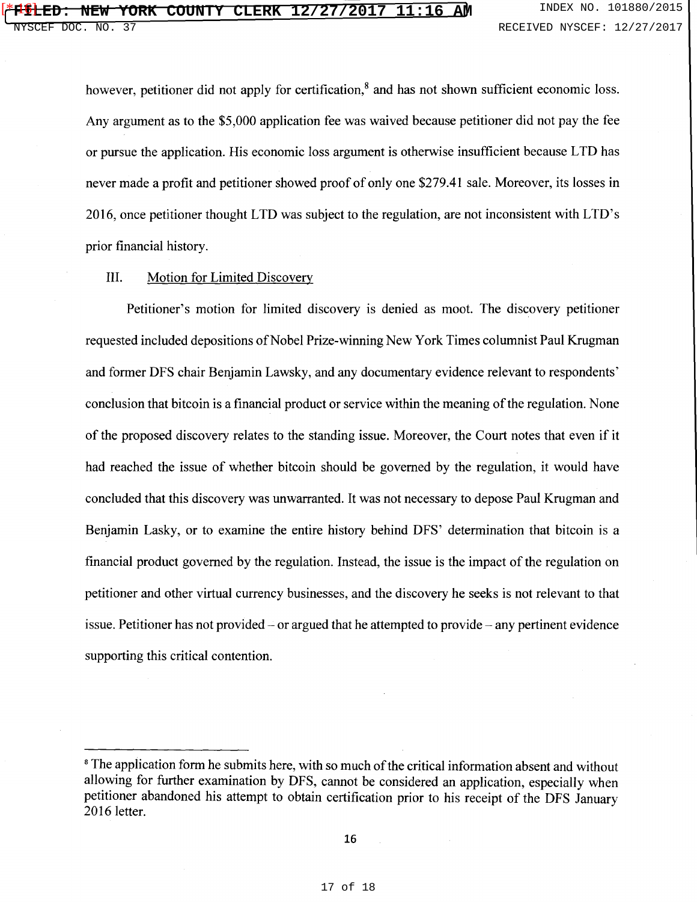however, petitioner did not apply for certification,[8] and has not shown sufficient economic loss. Any argument as to the $5,000 application fee was waived because petitioner did not pay the fee or pursue the application. His economic loss argument is otherwise insufficient because LTD has never made a profit and petitioner showed proof of only one $279.41 sale. Moreover, its losses in 2016, once petitioner thought LTD was subject to the regulation, are not inconsistent with LTD's prior financial history.

III. Motion for Limited Discovery

Petitioner's motion for limited discovery is denied as moot. The discovery petitioner requested included depositions of Nobel Prize-winning New York Times columnist Paul Krugman and former DFS chair Benjamin Lawsky, and any documentary evidence relevant to respondents' conclusion that bitcoin is a financial product or service within the meaning of the regulation. None of the proposed discovery relates to the standing issue. Moreover, the Court notes that even if it had reached the issue of whether bitcoin should be governed by the regulation, it would have concluded that this discovery was unwarranted. It was not necessary to depose Paul Krugman and Benjamin Lasky, or to examine the entire history behind DFS' determination that bitcoin is a financial product governed by the regulation. Instead, the issue is the impact of the regulation on petitioner and other virtual currency businesses, and the discovery he seeks is not relevant to that issue. Petitioner has not provided – or argued that he attempted to provide – any pertinent evidence supporting this critical contention.

---

[8] The application form he submits here, with so much of the critical information absent and without allowing for further examination by DFS, cannot be considered an application, especially when petitioner abandoned his attempt to obtain certification prior to his receipt of the DFS January 2016 letter.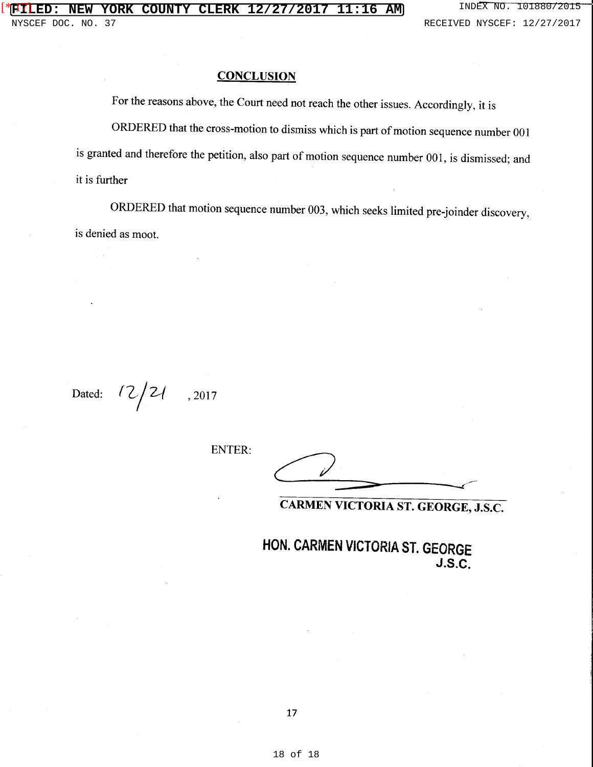## CONCLUSION

For the reasons above, the Court need not reach the other issues. Accordingly, it is

ORDERED that the cross-motion to dismiss which is part of motion sequence number 001 is granted and therefore the petition, also part of motion sequence number 001, is dismissed; and it is further

ORDERED that motion sequence number 003, which seeks limited pre-joinder discovery, is denied as moot.

Dated: 12/21, 2017

ENTER:

CARMEN VICTORIA ST. GEORGE, J.S.C.

HON. CARMEN VICTORIA ST. GEORGE
J.S.C.